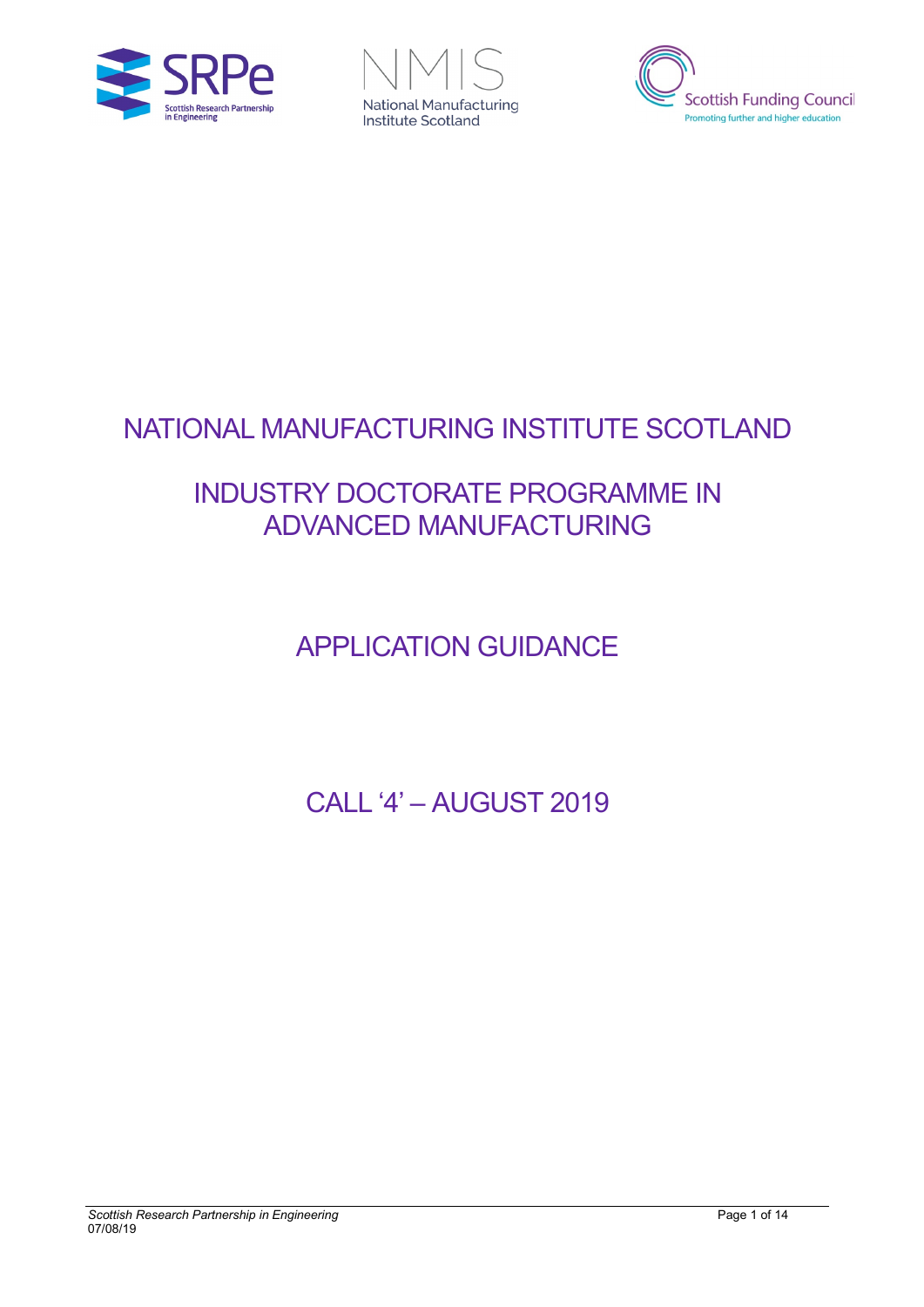# NATIONAL MANUFACTURING INSTITUTE SCOTLAND

# INDUSTRY DOCTORATE PROGRAMME IN ADVANCED MANUFACTURING

## APPLICATION GUIDANCE

## CALL '4' – AUGUST 2019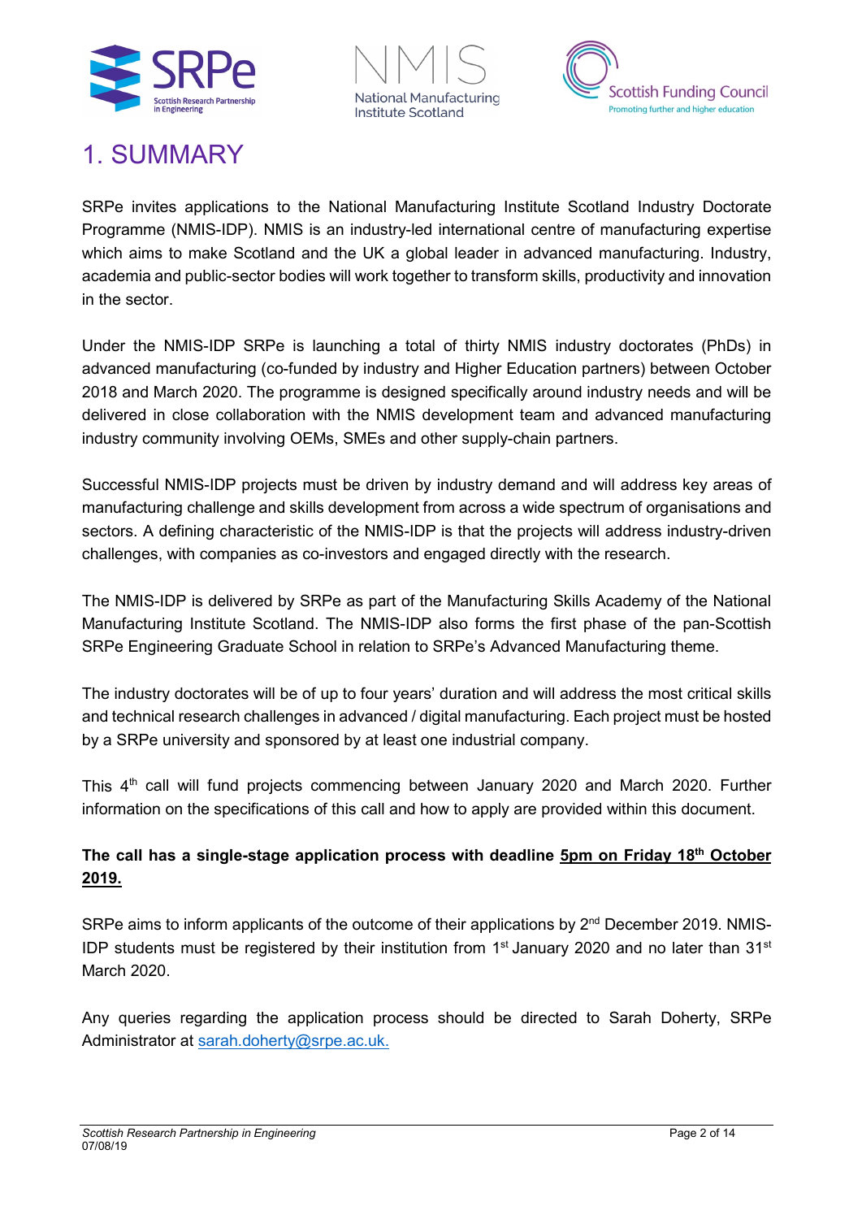# 1. SUMMARY

SRPe invites applications to the National Manufacturing Institute Scotland Industry Doctorate Programme (NMIS-IDP). NMIS is an industry-led international centre of manufacturing expertise which aims to make Scotland and the UK a global leader in advanced manufacturing. Industry, academia and public-sector bodies will work together to transform skills, productivity and innovation in the sector.

Under the NMIS-IDP SRPe is launching a total of thirty NMIS industry doctorates (PhDs) in advanced manufacturing (co-funded by industry and Higher Education partners) between October 2018 and March 2020. The programme is designed specifically around industry needs and will be delivered in close collaboration with the NMIS development team and advanced manufacturing industry community involving OEMs, SMEs and other supply-chain partners.

Successful NMIS-IDP projects must be driven by industry demand and will address key areas of manufacturing challenge and skills development from across a wide spectrum of organisations and sectors. A defining characteristic of the NMIS-IDP is that the projects will address industry-driven challenges, with companies as co-investors and engaged directly with the research.

The NMIS-IDP is delivered by SRPe as part of the Manufacturing Skills Academy of the National Manufacturing Institute Scotland. The NMIS-IDP also forms the first phase of the pan-Scottish SRPe Engineering Graduate School in relation to SRPe's Advanced Manufacturing theme.

The industry doctorates will be of up to four years' duration and will address the most critical skills and technical research challenges in advanced / digital manufacturing. Each project must be hosted by a SRPe university and sponsored by at least one industrial company.

This 4th call will fund projects commencing between January 2020 and March 2020. Further information on the specifications of this call and how to apply are provided within this document.

**The call has a single-stage application process with deadline 5pm on Friday 18th October 2019.**

SRPe aims to inform applicants of the outcome of their applications by 2nd December 2019. NMIS-IDP students must be registered by their institution from 1st January 2020 and no later than 31st March 2020.

Any queries regarding the application process should be directed to Sarah Doherty, SRPe Administrator at sarah.doherty@srpe.ac.uk.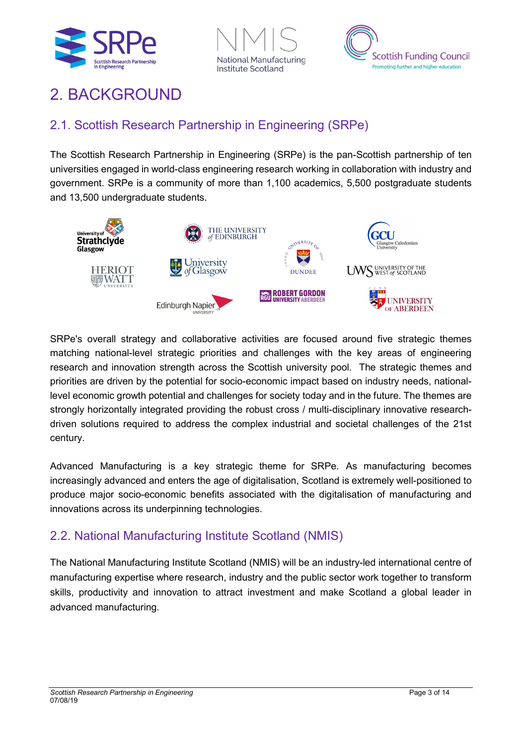# 2. BACKGROUND

## 2.1. Scottish Research Partnership in Engineering (SRPe)

The Scottish Research Partnership in Engineering (SRPe) is the pan-Scottish partnership of ten universities engaged in world-class engineering research working in collaboration with industry and government. SRPe is a community of more than 1,100 academics, 5,500 postgraduate students and 13,500 undergraduate students.

SRPe's overall strategy and collaborative activities are focused around five strategic themes matching national-level strategic priorities and challenges with the key areas of engineering research and innovation strength across the Scottish university pool. The strategic themes and priorities are driven by the potential for socio-economic impact based on industry needs, national-level economic growth potential and challenges for society today and in the future. The themes are strongly horizontally integrated providing the robust cross / multi-disciplinary innovative research-driven solutions required to address the complex industrial and societal challenges of the 21st century.

Advanced Manufacturing is a key strategic theme for SRPe. As manufacturing becomes increasingly advanced and enters the age of digitalisation, Scotland is extremely well-positioned to produce major socio-economic benefits associated with the digitalisation of manufacturing and innovations across its underpinning technologies.

## 2.2. National Manufacturing Institute Scotland (NMIS)

The National Manufacturing Institute Scotland (NMIS) will be an industry-led international centre of manufacturing expertise where research, industry and the public sector work together to transform skills, productivity and innovation to attract investment and make Scotland a global leader in advanced manufacturing.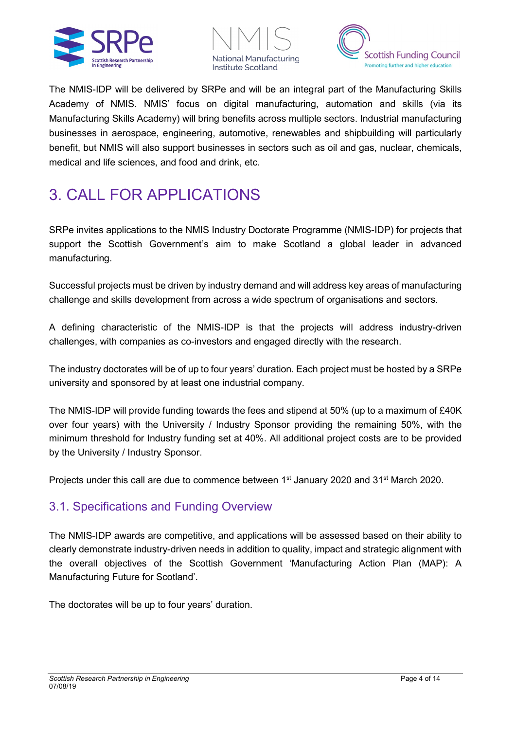The NMIS-IDP will be delivered by SRPe and will be an integral part of the Manufacturing Skills Academy of NMIS. NMIS' focus on digital manufacturing, automation and skills (via its Manufacturing Skills Academy) will bring benefits across multiple sectors. Industrial manufacturing businesses in aerospace, engineering, automotive, renewables and shipbuilding will particularly benefit, but NMIS will also support businesses in sectors such as oil and gas, nuclear, chemicals, medical and life sciences, and food and drink, etc.

# 3. CALL FOR APPLICATIONS

SRPe invites applications to the NMIS Industry Doctorate Programme (NMIS-IDP) for projects that support the Scottish Government's aim to make Scotland a global leader in advanced manufacturing.

Successful projects must be driven by industry demand and will address key areas of manufacturing challenge and skills development from across a wide spectrum of organisations and sectors.

A defining characteristic of the NMIS-IDP is that the projects will address industry-driven challenges, with companies as co-investors and engaged directly with the research.

The industry doctorates will be of up to four years' duration. Each project must be hosted by a SRPe university and sponsored by at least one industrial company.

The NMIS-IDP will provide funding towards the fees and stipend at 50% (up to a maximum of £40K over four years) with the University / Industry Sponsor providing the remaining 50%, with the minimum threshold for Industry funding set at 40%. All additional project costs are to be provided by the University / Industry Sponsor.

Projects under this call are due to commence between 1st January 2020 and 31st March 2020.

## 3.1. Specifications and Funding Overview

The NMIS-IDP awards are competitive, and applications will be assessed based on their ability to clearly demonstrate industry-driven needs in addition to quality, impact and strategic alignment with the overall objectives of the Scottish Government 'Manufacturing Action Plan (MAP): A Manufacturing Future for Scotland'.

The doctorates will be up to four years' duration.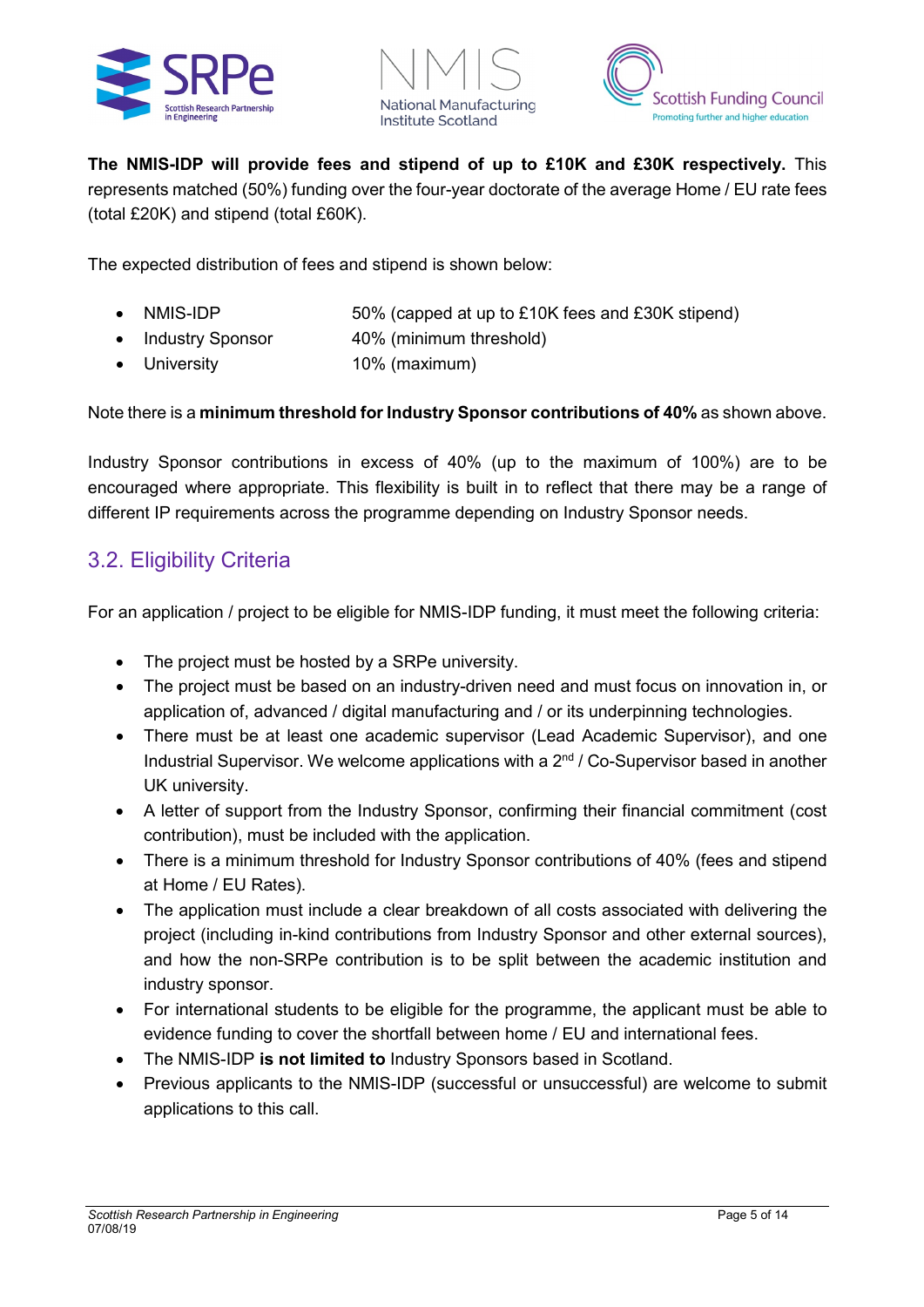**The NMIS-IDP will provide fees and stipend of up to £10K and £30K respectively.** This represents matched (50%) funding over the four-year doctorate of the average Home / EU rate fees (total £20K) and stipend (total £60K).

The expected distribution of fees and stipend is shown below:

- NMIS-IDP 50% (capped at up to £10K fees and £30K stipend)
- Industry Sponsor 40% (minimum threshold)
- University 10% (maximum)

Note there is a **minimum threshold for Industry Sponsor contributions of 40%** as shown above.

Industry Sponsor contributions in excess of 40% (up to the maximum of 100%) are to be encouraged where appropriate. This flexibility is built in to reflect that there may be a range of different IP requirements across the programme depending on Industry Sponsor needs.

## 3.2. Eligibility Criteria

For an application / project to be eligible for NMIS-IDP funding, it must meet the following criteria:

- The project must be hosted by a SRPe university.
- The project must be based on an industry-driven need and must focus on innovation in, or application of, advanced / digital manufacturing and / or its underpinning technologies.
- There must be at least one academic supervisor (Lead Academic Supervisor), and one Industrial Supervisor. We welcome applications with a 2nd / Co-Supervisor based in another UK university.
- A letter of support from the Industry Sponsor, confirming their financial commitment (cost contribution), must be included with the application.
- There is a minimum threshold for Industry Sponsor contributions of 40% (fees and stipend at Home / EU Rates).
- The application must include a clear breakdown of all costs associated with delivering the project (including in-kind contributions from Industry Sponsor and other external sources), and how the non-SRPe contribution is to be split between the academic institution and industry sponsor.
- For international students to be eligible for the programme, the applicant must be able to evidence funding to cover the shortfall between home / EU and international fees.
- The NMIS-IDP **is not limited to** Industry Sponsors based in Scotland.
- Previous applicants to the NMIS-IDP (successful or unsuccessful) are welcome to submit applications to this call.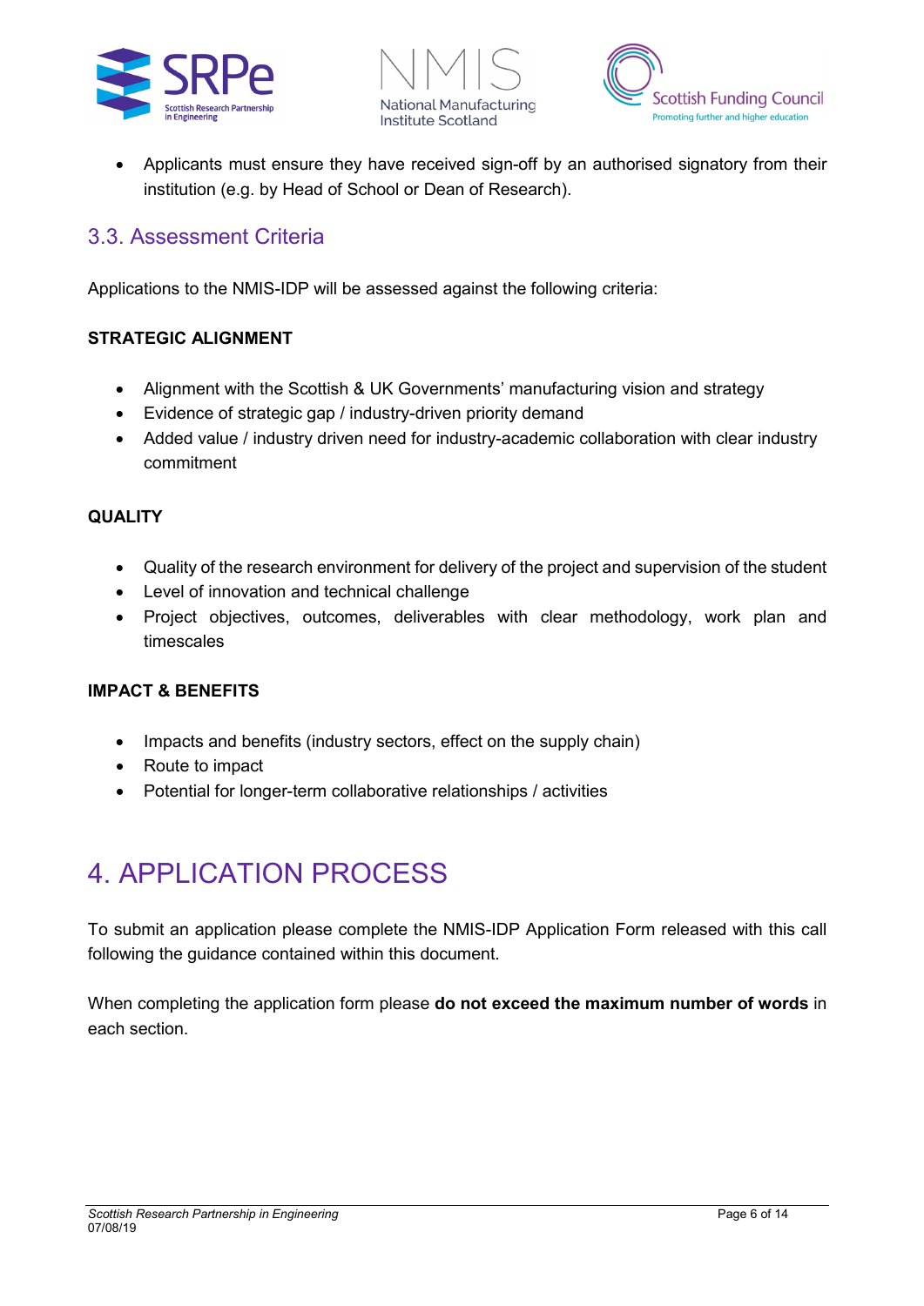- Applicants must ensure they have received sign-off by an authorised signatory from their institution (e.g. by Head of School or Dean of Research).

## 3.3. Assessment Criteria

Applications to the NMIS-IDP will be assessed against the following criteria:

**STRATEGIC ALIGNMENT**

- Alignment with the Scottish & UK Governments' manufacturing vision and strategy
- Evidence of strategic gap / industry-driven priority demand
- Added value / industry driven need for industry-academic collaboration with clear industry commitment

**QUALITY**

- Quality of the research environment for delivery of the project and supervision of the student
- Level of innovation and technical challenge
- Project objectives, outcomes, deliverables with clear methodology, work plan and timescales

**IMPACT & BENEFITS**

- Impacts and benefits (industry sectors, effect on the supply chain)
- Route to impact
- Potential for longer-term collaborative relationships / activities

# 4. APPLICATION PROCESS

To submit an application please complete the NMIS-IDP Application Form released with this call following the guidance contained within this document.

When completing the application form please **do not exceed the maximum number of words** in each section.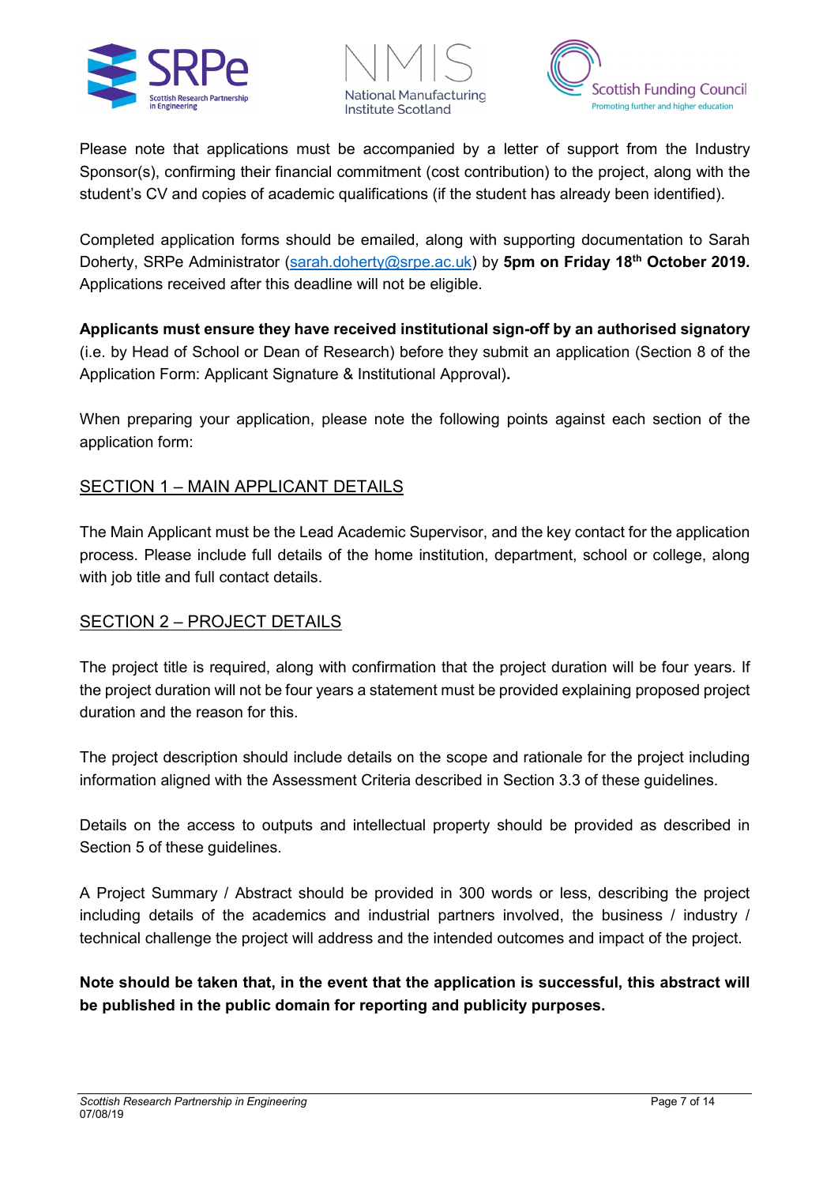Please note that applications must be accompanied by a letter of support from the Industry Sponsor(s), confirming their financial commitment (cost contribution) to the project, along with the student's CV and copies of academic qualifications (if the student has already been identified).

Completed application forms should be emailed, along with supporting documentation to Sarah Doherty, SRPe Administrator (sarah.doherty@srpe.ac.uk) by **5pm on Friday 18th October 2019.** Applications received after this deadline will not be eligible.

**Applicants must ensure they have received institutional sign-off by an authorised signatory** (i.e. by Head of School or Dean of Research) before they submit an application (Section 8 of the Application Form: Applicant Signature & Institutional Approval)**.**

When preparing your application, please note the following points against each section of the application form:

## SECTION 1 – MAIN APPLICANT DETAILS

The Main Applicant must be the Lead Academic Supervisor, and the key contact for the application process. Please include full details of the home institution, department, school or college, along with job title and full contact details.

## SECTION 2 – PROJECT DETAILS

The project title is required, along with confirmation that the project duration will be four years. If the project duration will not be four years a statement must be provided explaining proposed project duration and the reason for this.

The project description should include details on the scope and rationale for the project including information aligned with the Assessment Criteria described in Section 3.3 of these guidelines.

Details on the access to outputs and intellectual property should be provided as described in Section 5 of these guidelines.

A Project Summary / Abstract should be provided in 300 words or less, describing the project including details of the academics and industrial partners involved, the business / industry / technical challenge the project will address and the intended outcomes and impact of the project.

**Note should be taken that, in the event that the application is successful, this abstract will be published in the public domain for reporting and publicity purposes.**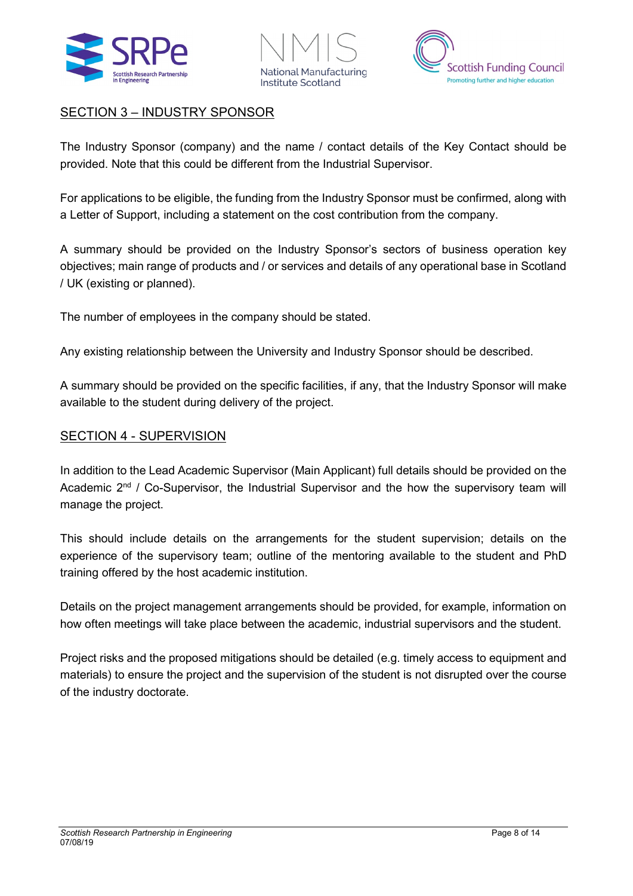## SECTION 3 – INDUSTRY SPONSOR

The Industry Sponsor (company) and the name / contact details of the Key Contact should be provided. Note that this could be different from the Industrial Supervisor.

For applications to be eligible, the funding from the Industry Sponsor must be confirmed, along with a Letter of Support, including a statement on the cost contribution from the company.

A summary should be provided on the Industry Sponsor's sectors of business operation key objectives; main range of products and / or services and details of any operational base in Scotland / UK (existing or planned).

The number of employees in the company should be stated.

Any existing relationship between the University and Industry Sponsor should be described.

A summary should be provided on the specific facilities, if any, that the Industry Sponsor will make available to the student during delivery of the project.

## SECTION 4 - SUPERVISION

In addition to the Lead Academic Supervisor (Main Applicant) full details should be provided on the Academic 2nd / Co-Supervisor, the Industrial Supervisor and the how the supervisory team will manage the project.

This should include details on the arrangements for the student supervision; details on the experience of the supervisory team; outline of the mentoring available to the student and PhD training offered by the host academic institution.

Details on the project management arrangements should be provided, for example, information on how often meetings will take place between the academic, industrial supervisors and the student.

Project risks and the proposed mitigations should be detailed (e.g. timely access to equipment and materials) to ensure the project and the supervision of the student is not disrupted over the course of the industry doctorate.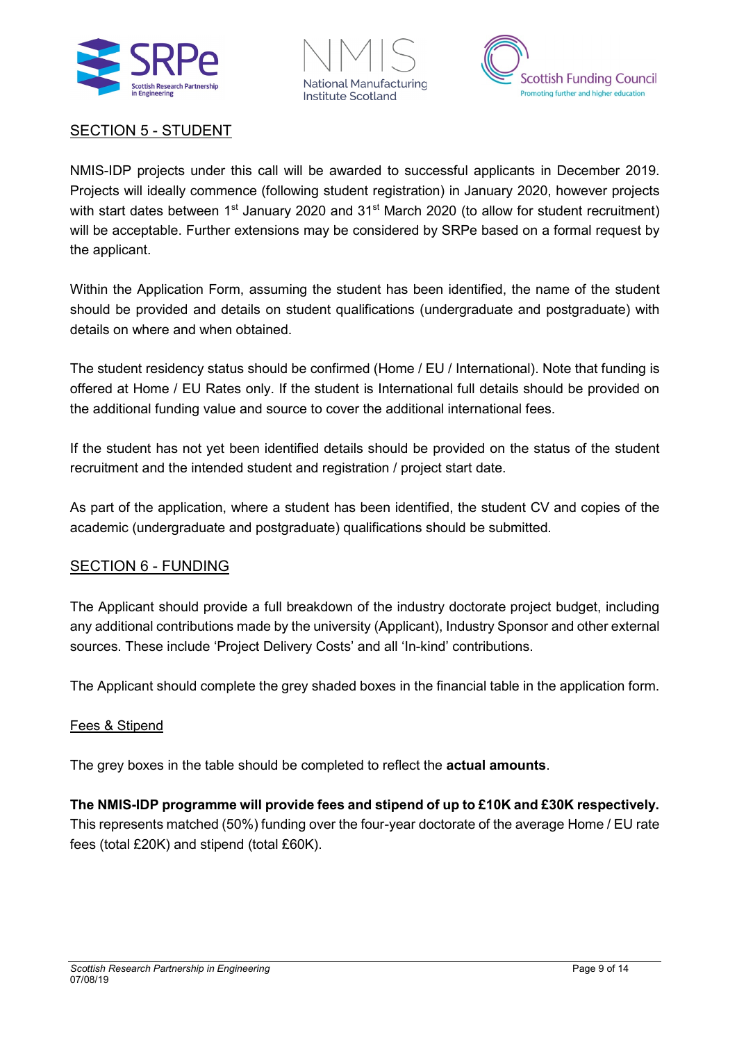## SECTION 5 - STUDENT

NMIS-IDP projects under this call will be awarded to successful applicants in December 2019. Projects will ideally commence (following student registration) in January 2020, however projects with start dates between 1st January 2020 and 31st March 2020 (to allow for student recruitment) will be acceptable. Further extensions may be considered by SRPe based on a formal request by the applicant.

Within the Application Form, assuming the student has been identified, the name of the student should be provided and details on student qualifications (undergraduate and postgraduate) with details on where and when obtained.

The student residency status should be confirmed (Home / EU / International). Note that funding is offered at Home / EU Rates only. If the student is International full details should be provided on the additional funding value and source to cover the additional international fees.

If the student has not yet been identified details should be provided on the status of the student recruitment and the intended student and registration / project start date.

As part of the application, where a student has been identified, the student CV and copies of the academic (undergraduate and postgraduate) qualifications should be submitted.

## SECTION 6 - FUNDING

The Applicant should provide a full breakdown of the industry doctorate project budget, including any additional contributions made by the university (Applicant), Industry Sponsor and other external sources. These include 'Project Delivery Costs' and all 'In-kind' contributions.

The Applicant should complete the grey shaded boxes in the financial table in the application form.

### Fees & Stipend

The grey boxes in the table should be completed to reflect the **actual amounts**.

**The NMIS-IDP programme will provide fees and stipend of up to £10K and £30K respectively.** This represents matched (50%) funding over the four-year doctorate of the average Home / EU rate fees (total £20K) and stipend (total £60K).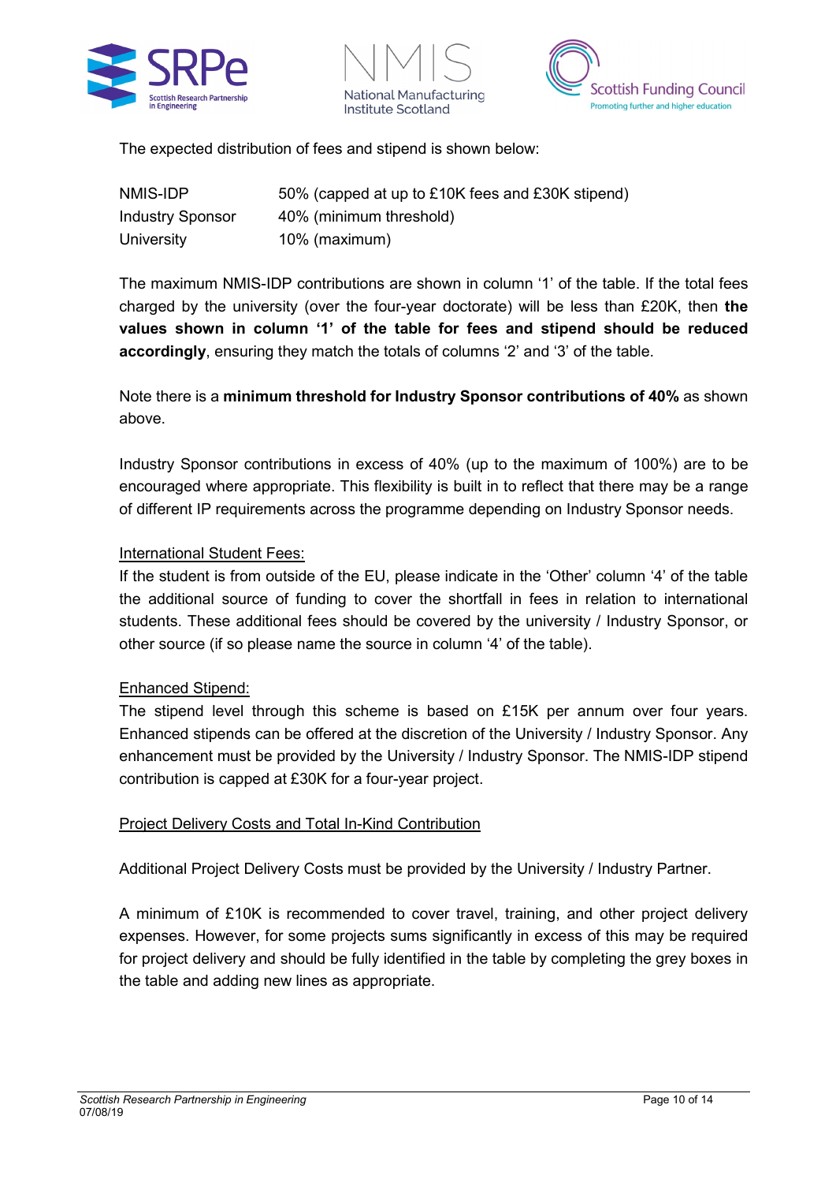The expected distribution of fees and stipend is shown below:

| | |
|---|---|
| NMIS-IDP | 50% (capped at up to £10K fees and £30K stipend) |
| Industry Sponsor | 40% (minimum threshold) |
| University | 10% (maximum) |

The maximum NMIS-IDP contributions are shown in column ‘1’ of the table. If the total fees charged by the university (over the four-year doctorate) will be less than £20K, then **the values shown in column ‘1’ of the table for fees and stipend should be reduced accordingly**, ensuring they match the totals of columns ‘2’ and ‘3’ of the table.

Note there is a **minimum threshold for Industry Sponsor contributions of 40%** as shown above.

Industry Sponsor contributions in excess of 40% (up to the maximum of 100%) are to be encouraged where appropriate. This flexibility is built in to reflect that there may be a range of different IP requirements across the programme depending on Industry Sponsor needs.

<u>International Student Fees:</u>
If the student is from outside of the EU, please indicate in the ‘Other’ column ‘4’ of the table the additional source of funding to cover the shortfall in fees in relation to international students. These additional fees should be covered by the university / Industry Sponsor, or other source (if so please name the source in column ‘4’ of the table).

<u>Enhanced Stipend:</u>
The stipend level through this scheme is based on £15K per annum over four years. Enhanced stipends can be offered at the discretion of the University / Industry Sponsor. Any enhancement must be provided by the University / Industry Sponsor. The NMIS-IDP stipend contribution is capped at £30K for a four-year project.

<u>Project Delivery Costs and Total In-Kind Contribution</u>

Additional Project Delivery Costs must be provided by the University / Industry Partner.

A minimum of £10K is recommended to cover travel, training, and other project delivery expenses. However, for some projects sums significantly in excess of this may be required for project delivery and should be fully identified in the table by completing the grey boxes in the table and adding new lines as appropriate.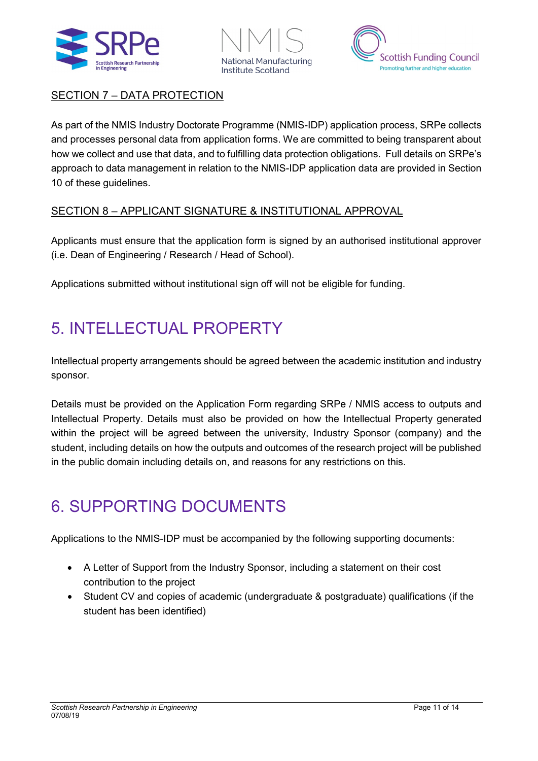SECTION 7 – DATA PROTECTION

As part of the NMIS Industry Doctorate Programme (NMIS-IDP) application process, SRPe collects and processes personal data from application forms. We are committed to being transparent about how we collect and use that data, and to fulfilling data protection obligations. Full details on SRPe's approach to data management in relation to the NMIS-IDP application data are provided in Section 10 of these guidelines.

SECTION 8 – APPLICANT SIGNATURE & INSTITUTIONAL APPROVAL

Applicants must ensure that the application form is signed by an authorised institutional approver (i.e. Dean of Engineering / Research / Head of School).

Applications submitted without institutional sign off will not be eligible for funding.

# 5. INTELLECTUAL PROPERTY

Intellectual property arrangements should be agreed between the academic institution and industry sponsor.

Details must be provided on the Application Form regarding SRPe / NMIS access to outputs and Intellectual Property. Details must also be provided on how the Intellectual Property generated within the project will be agreed between the university, Industry Sponsor (company) and the student, including details on how the outputs and outcomes of the research project will be published in the public domain including details on, and reasons for any restrictions on this.

# 6. SUPPORTING DOCUMENTS

Applications to the NMIS-IDP must be accompanied by the following supporting documents:

- A Letter of Support from the Industry Sponsor, including a statement on their cost contribution to the project
- Student CV and copies of academic (undergraduate & postgraduate) qualifications (if the student has been identified)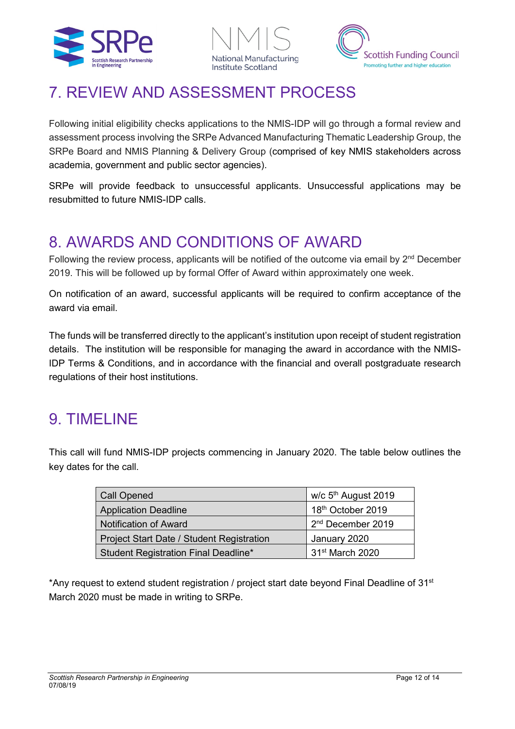# 7. REVIEW AND ASSESSMENT PROCESS

Following initial eligibility checks applications to the NMIS-IDP will go through a formal review and assessment process involving the SRPe Advanced Manufacturing Thematic Leadership Group, the SRPe Board and NMIS Planning & Delivery Group (comprised of key NMIS stakeholders across academia, government and public sector agencies).

SRPe will provide feedback to unsuccessful applicants. Unsuccessful applications may be resubmitted to future NMIS-IDP calls.

# 8. AWARDS AND CONDITIONS OF AWARD

Following the review process, applicants will be notified of the outcome via email by 2nd December 2019. This will be followed up by formal Offer of Award within approximately one week.

On notification of an award, successful applicants will be required to confirm acceptance of the award via email.

The funds will be transferred directly to the applicant's institution upon receipt of student registration details. The institution will be responsible for managing the award in accordance with the NMIS-IDP Terms & Conditions, and in accordance with the financial and overall postgraduate research regulations of their host institutions.

# 9. TIMELINE

This call will fund NMIS-IDP projects commencing in January 2020. The table below outlines the key dates for the call.

| | |
|---|---|
| Call Opened | w/c 5th August 2019 |
| Application Deadline | 18th October 2019 |
| Notification of Award | 2nd December 2019 |
| Project Start Date / Student Registration | January 2020 |
| Student Registration Final Deadline* | 31st March 2020 |

*Any request to extend student registration / project start date beyond Final Deadline of 31st March 2020 must be made in writing to SRPe.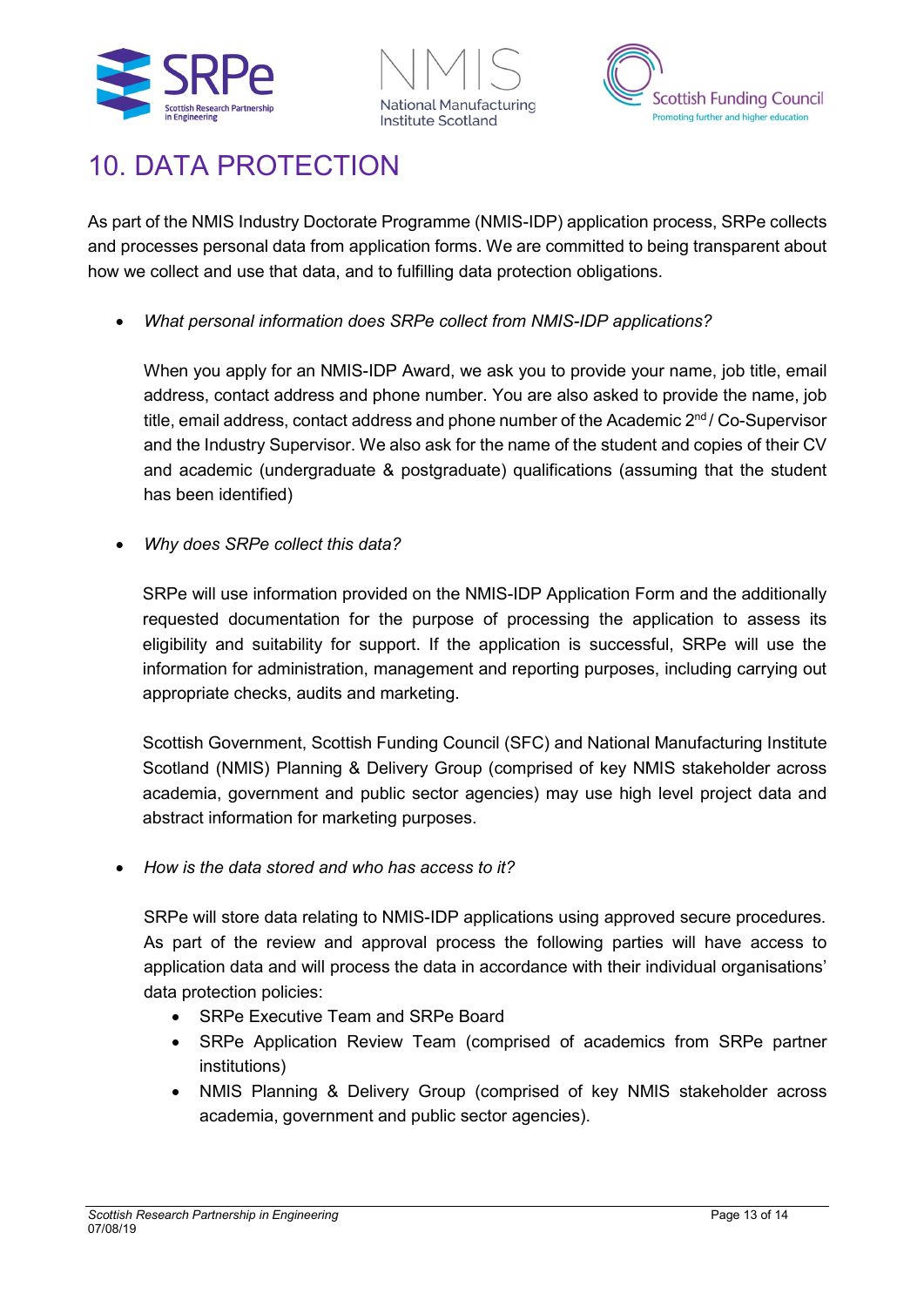# 10. DATA PROTECTION

As part of the NMIS Industry Doctorate Programme (NMIS-IDP) application process, SRPe collects and processes personal data from application forms. We are committed to being transparent about how we collect and use that data, and to fulfilling data protection obligations.

- *What personal information does SRPe collect from NMIS-IDP applications?*

  When you apply for an NMIS-IDP Award, we ask you to provide your name, job title, email address, contact address and phone number. You are also asked to provide the name, job title, email address, contact address and phone number of the Academic 2nd / Co-Supervisor and the Industry Supervisor. We also ask for the name of the student and copies of their CV and academic (undergraduate & postgraduate) qualifications (assuming that the student has been identified)

- *Why does SRPe collect this data?*

  SRPe will use information provided on the NMIS-IDP Application Form and the additionally requested documentation for the purpose of processing the application to assess its eligibility and suitability for support. If the application is successful, SRPe will use the information for administration, management and reporting purposes, including carrying out appropriate checks, audits and marketing.

  Scottish Government, Scottish Funding Council (SFC) and National Manufacturing Institute Scotland (NMIS) Planning & Delivery Group (comprised of key NMIS stakeholder across academia, government and public sector agencies) may use high level project data and abstract information for marketing purposes.

- *How is the data stored and who has access to it?*

  SRPe will store data relating to NMIS-IDP applications using approved secure procedures. As part of the review and approval process the following parties will have access to application data and will process the data in accordance with their individual organisations' data protection policies:
  - SRPe Executive Team and SRPe Board
  - SRPe Application Review Team (comprised of academics from SRPe partner institutions)
  - NMIS Planning & Delivery Group (comprised of key NMIS stakeholder across academia, government and public sector agencies).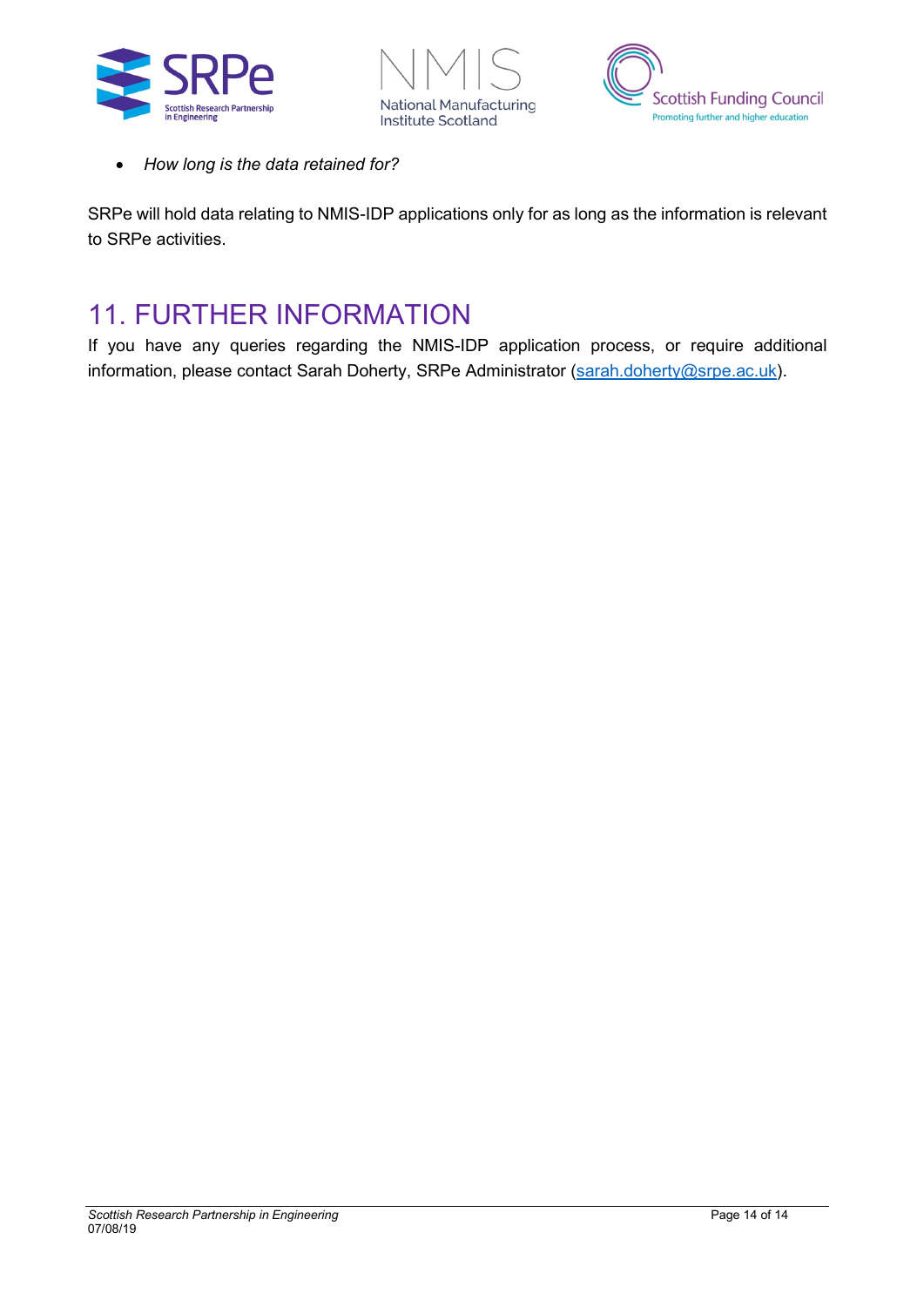- *How long is the data retained for?*

SRPe will hold data relating to NMIS-IDP applications only for as long as the information is relevant to SRPe activities.

# 11. FURTHER INFORMATION

If you have any queries regarding the NMIS-IDP application process, or require additional information, please contact Sarah Doherty, SRPe Administrator (sarah.doherty@srpe.ac.uk).